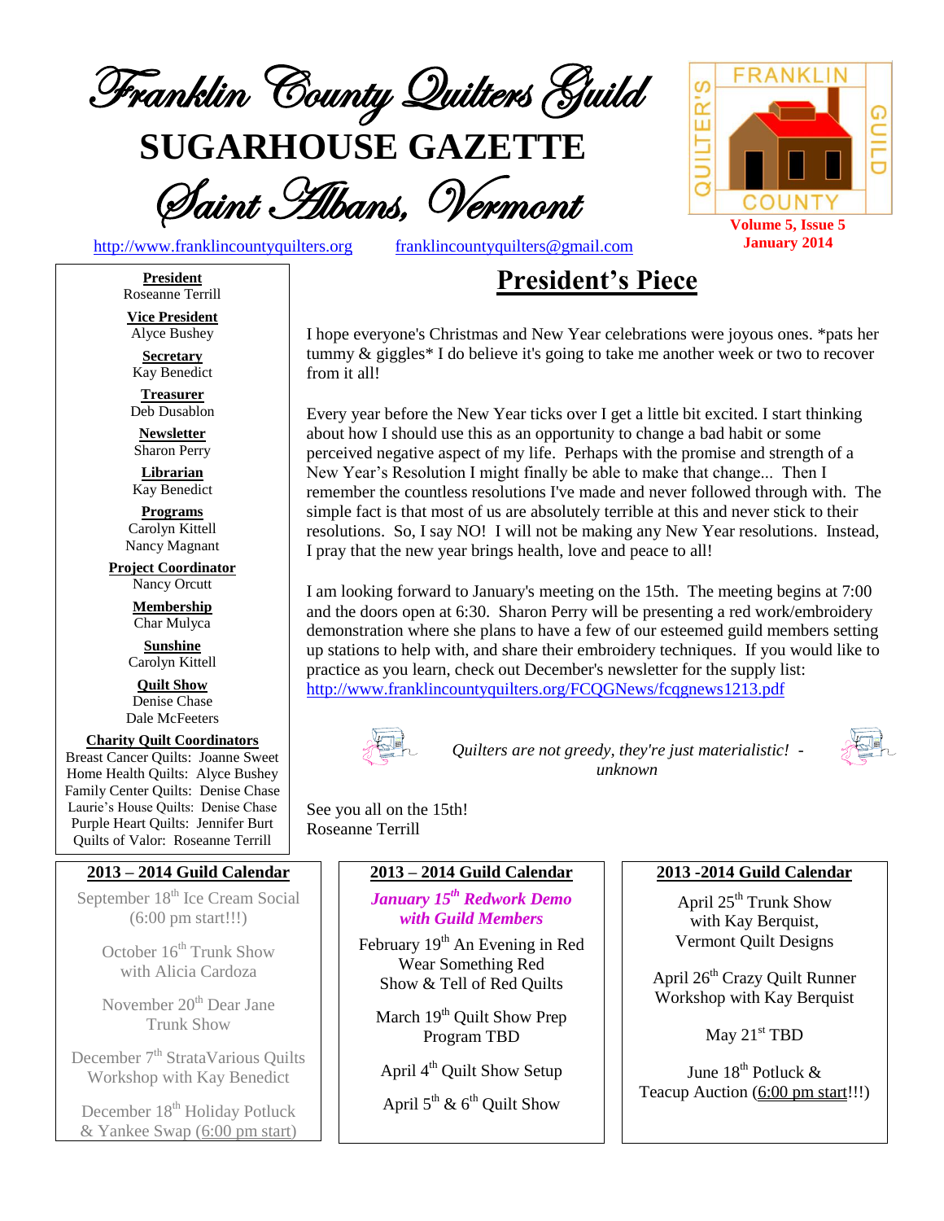# Franklin County Quilters Guild

# SUGARHOUSE GAZETTE

## Saint Albans, Vermont

http://www.franklincountyquilters.org franklincountyquilters@gmail.com

Volume 5, Issue 5
January 2014

**President**
Roseanne Terrill

**Vice President**
Alyce Bushey

**Secretary**
Kay Benedict

**Treasurer**
Deb Dusablon

**Newsletter**
Sharon Perry

**Librarian**
Kay Benedict

**Programs**
Carolyn Kittell
Nancy Magnant

**Project Coordinator**
Nancy Orcutt

**Membership**
Char Mulyca

**Sunshine**
Carolyn Kittell

**Quilt Show**
Denise Chase
Dale McFeeters

**Charity Quilt Coordinators**
Breast Cancer Quilts: Joanne Sweet
Home Health Quilts: Alyce Bushey
Family Center Quilts: Denise Chase
Laurie's House Quilts: Denise Chase
Purple Heart Quilts: Jennifer Burt
Quilts of Valor: Roseanne Terrill

## President's Piece

I hope everyone's Christmas and New Year celebrations were joyous ones. *pats her tummy & giggles* I do believe it's going to take me another week or two to recover from it all!

Every year before the New Year ticks over I get a little bit excited. I start thinking about how I should use this as an opportunity to change a bad habit or some perceived negative aspect of my life. Perhaps with the promise and strength of a New Year's Resolution I might finally be able to make that change... Then I remember the countless resolutions I've made and never followed through with. The simple fact is that most of us are absolutely terrible at this and never stick to their resolutions. So, I say NO! I will not be making any New Year resolutions. Instead, I pray that the new year brings health, love and peace to all!

I am looking forward to January's meeting on the 15th. The meeting begins at 7:00 and the doors open at 6:30. Sharon Perry will be presenting a red work/embroidery demonstration where she plans to have a few of our esteemed guild members setting up stations to help with, and share their embroidery techniques. If you would like to practice as you learn, check out December's newsletter for the supply list: http://www.franklincountyquilters.org/FCQGNews/fcqgnews1213.pdf

*Quilters are not greedy, they're just materialistic! - unknown*

See you all on the 15th!
Roseanne Terrill

### 2013 – 2014 Guild Calendar

September 18th Ice Cream Social (6:00 pm start!!!)

October 16th Trunk Show with Alicia Cardoza

November 20th Dear Jane Trunk Show

December 7th StrataVarious Quilts Workshop with Kay Benedict

December 18th Holiday Potluck & Yankee Swap (6:00 pm start)

*January 15th Redwork Demo with Guild Members*

February 19th An Evening in Red
Wear Something Red
Show & Tell of Red Quilts

March 19th Quilt Show Prep
Program TBD

April 4th Quilt Show Setup

April 5th & 6th Quilt Show

April 25th Trunk Show with Kay Berquist, Vermont Quilt Designs

April 26th Crazy Quilt Runner Workshop with Kay Berquist

May 21st TBD

June 18th Potluck & Teacup Auction (6:00 pm start!!!)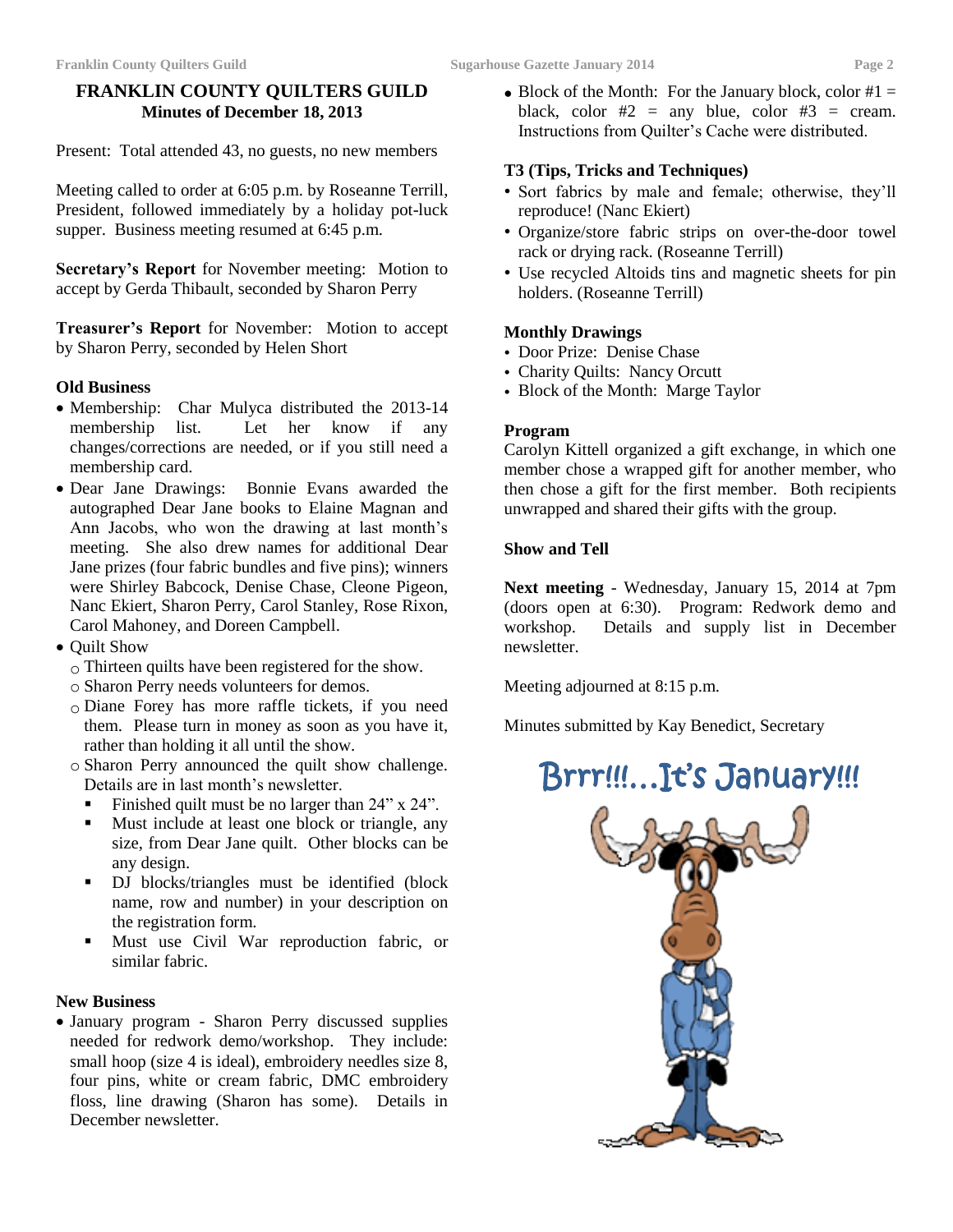# FRANKLIN COUNTY QUILTERS GUILD
## Minutes of December 18, 2013

Present: Total attended 43, no guests, no new members

Meeting called to order at 6:05 p.m. by Roseanne Terrill, President, followed immediately by a holiday pot-luck supper. Business meeting resumed at 6:45 p.m.

**Secretary's Report** for November meeting: Motion to accept by Gerda Thibault, seconded by Sharon Perry

**Treasurer's Report** for November: Motion to accept by Sharon Perry, seconded by Helen Short

**Old Business**

- Membership: Char Mulyca distributed the 2013-14 membership list. Let her know if any changes/corrections are needed, or if you still need a membership card.
- Dear Jane Drawings: Bonnie Evans awarded the autographed Dear Jane books to Elaine Magnan and Ann Jacobs, who won the drawing at last month's meeting. She also drew names for additional Dear Jane prizes (four fabric bundles and five pins); winners were Shirley Babcock, Denise Chase, Cleone Pigeon, Nanc Ekiert, Sharon Perry, Carol Stanley, Rose Rixon, Carol Mahoney, and Doreen Campbell.
- Quilt Show
  - Thirteen quilts have been registered for the show.
  - Sharon Perry needs volunteers for demos.
  - Diane Forey has more raffle tickets, if you need them. Please turn in money as soon as you have it, rather than holding it all until the show.
  - Sharon Perry announced the quilt show challenge. Details are in last month's newsletter.
    - Finished quilt must be no larger than 24" x 24".
    - Must include at least one block or triangle, any size, from Dear Jane quilt. Other blocks can be any design.
    - DJ blocks/triangles must be identified (block name, row and number) in your description on the registration form.
    - Must use Civil War reproduction fabric, or similar fabric.

**New Business**

- January program - Sharon Perry discussed supplies needed for redwork demo/workshop. They include: small hoop (size 4 is ideal), embroidery needles size 8, four pins, white or cream fabric, DMC embroidery floss, line drawing (Sharon has some). Details in December newsletter.
- Block of the Month: For the January block, color #1 = black, color #2 = any blue, color #3 = cream. Instructions from Quilter's Cache were distributed.

**T3 (Tips, Tricks and Techniques)**

- Sort fabrics by male and female; otherwise, they'll reproduce! (Nanc Ekiert)
- Organize/store fabric strips on over-the-door towel rack or drying rack. (Roseanne Terrill)
- Use recycled Altoids tins and magnetic sheets for pin holders. (Roseanne Terrill)

**Monthly Drawings**

- Door Prize: Denise Chase
- Charity Quilts: Nancy Orcutt
- Block of the Month: Marge Taylor

**Program**

Carolyn Kittell organized a gift exchange, in which one member chose a wrapped gift for another member, who then chose a gift for the first member. Both recipients unwrapped and shared their gifts with the group.

**Show and Tell**

**Next meeting** - Wednesday, January 15, 2014 at 7pm (doors open at 6:30). Program: Redwork demo and workshop. Details and supply list in December newsletter.

Meeting adjourned at 8:15 p.m.

Minutes submitted by Kay Benedict, Secretary

Brrr!!!...It's January!!!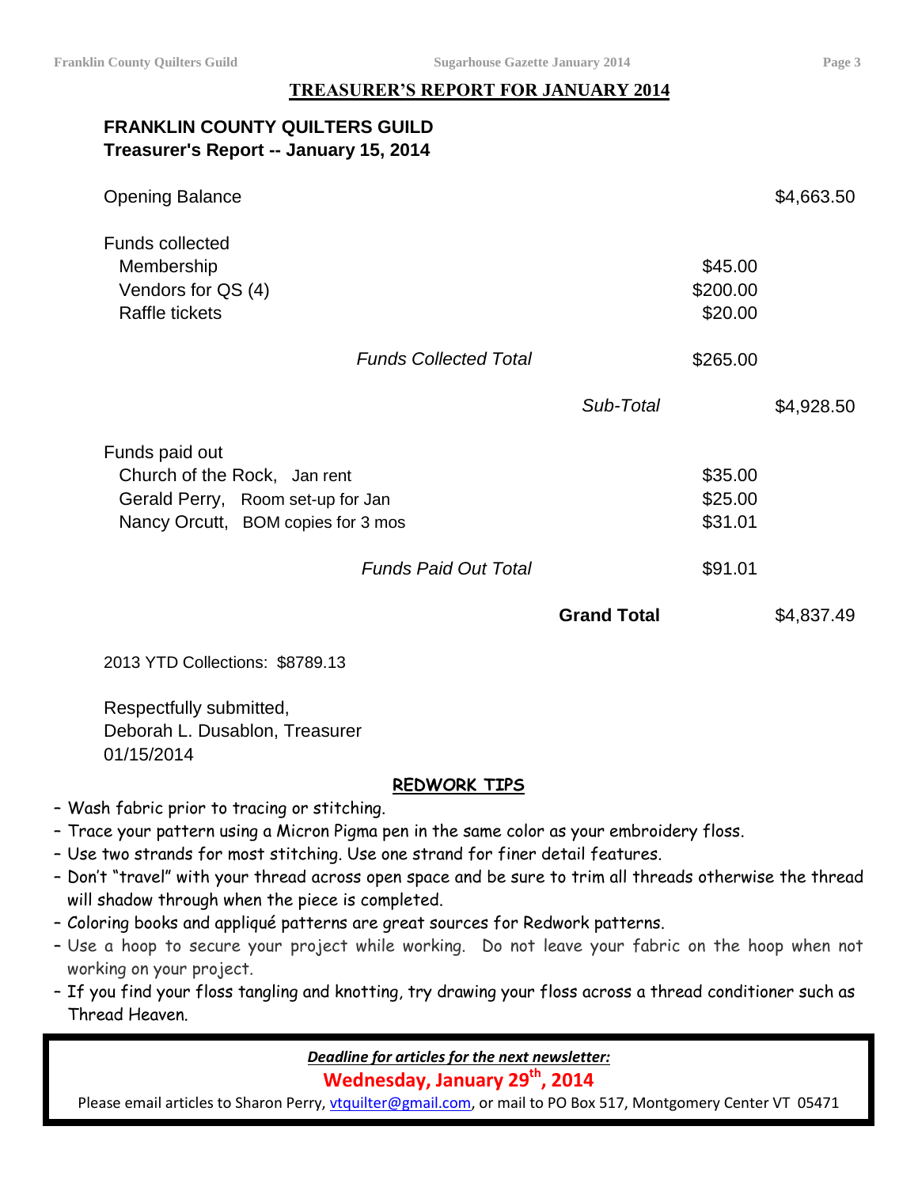## TREASURER'S REPORT FOR JANUARY 2014

**FRANKLIN COUNTY QUILTERS GUILD**
**Treasurer's Report -- January 15, 2014**

| | | | |
|---|---|---|---|
| Opening Balance | | | $4,663.50 |
| Funds collected | | | |
| Membership | | $45.00 | |
| Vendors for QS (4) | | $200.00 | |
| Raffle tickets | | $20.00 | |
| *Funds Collected Total* | | $265.00 | |
| | *Sub-Total* | | $4,928.50 |
| Funds paid out | | | |
| Church of the Rock, Jan rent | | $35.00 | |
| Gerald Perry, Room set-up for Jan | | $25.00 | |
| Nancy Orcutt, BOM copies for 3 mos | | $31.01 | |
| *Funds Paid Out Total* | | $91.01 | |
| | **Grand Total** | | $4,837.49 |

2013 YTD Collections: $8789.13

Respectfully submitted,
Deborah L. Dusablon, Treasurer
01/15/2014

## REDWORK TIPS

- Wash fabric prior to tracing or stitching.
- Trace your pattern using a Micron Pigma pen in the same color as your embroidery floss.
- Use two strands for most stitching. Use one strand for finer detail features.
- Don't "travel" with your thread across open space and be sure to trim all threads otherwise the thread will shadow through when the piece is completed.
- Coloring books and appliqué patterns are great sources for Redwork patterns.
- Use a hoop to secure your project while working. Do not leave your fabric on the hoop when not working on your project.
- If you find your floss tangling and knotting, try drawing your floss across a thread conditioner such as Thread Heaven.

***Deadline for articles for the next newsletter:***

**Wednesday, January 29th, 2014**

Please email articles to Sharon Perry, vtquilter@gmail.com, or mail to PO Box 517, Montgomery Center VT 05471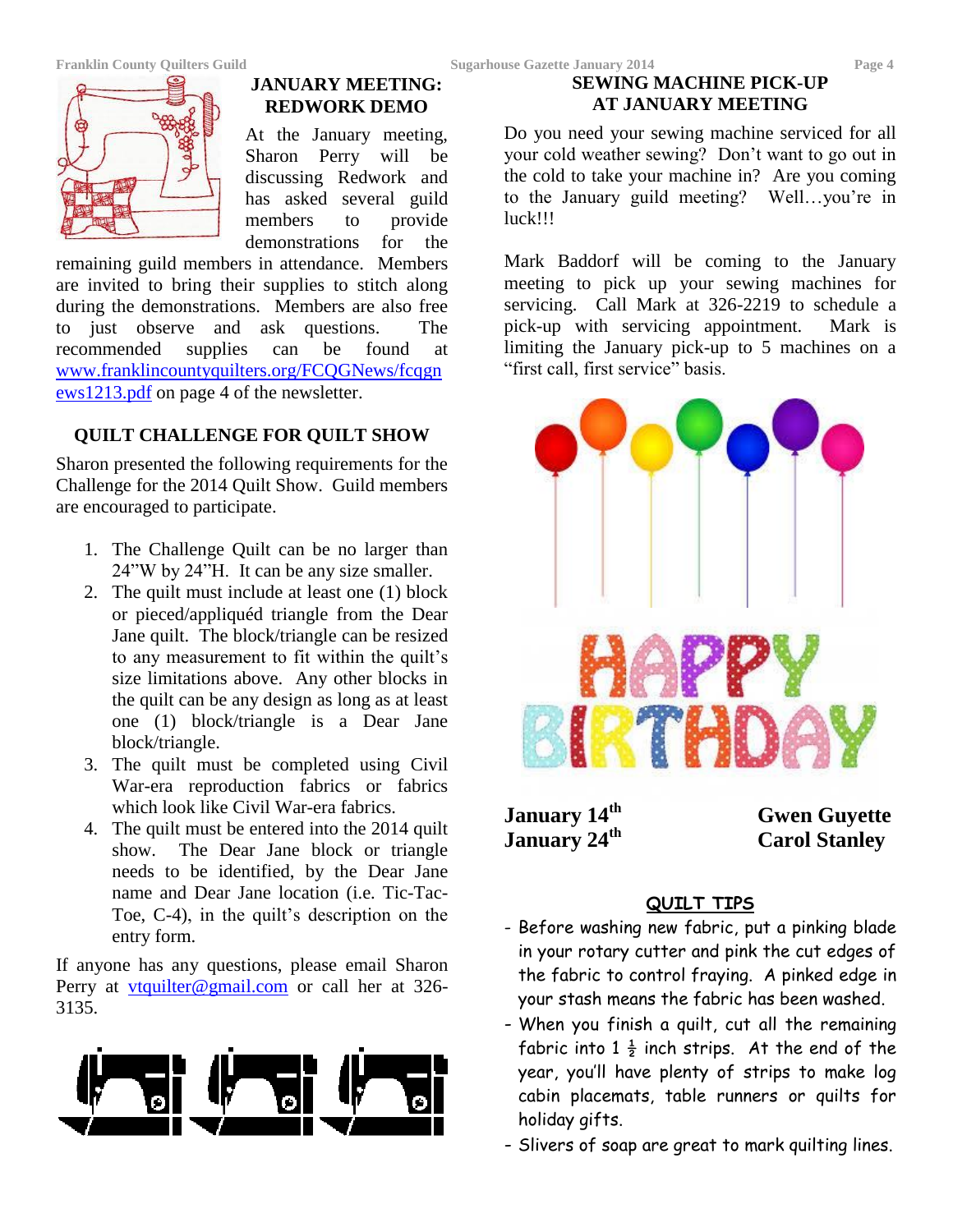## JANUARY MEETING: REDWORK DEMO

At the January meeting, Sharon Perry will be discussing Redwork and has asked several guild members to provide demonstrations for the remaining guild members in attendance. Members are invited to bring their supplies to stitch along during the demonstrations. Members are also free to just observe and ask questions. The recommended supplies can be found at www.franklincountyquilters.org/FCQGNews/fcqgnews1213.pdf on page 4 of the newsletter.

## QUILT CHALLENGE FOR QUILT SHOW

Sharon presented the following requirements for the Challenge for the 2014 Quilt Show. Guild members are encouraged to participate.

1. The Challenge Quilt can be no larger than 24"W by 24"H. It can be any size smaller.
2. The quilt must include at least one (1) block or pieced/appliquéd triangle from the Dear Jane quilt. The block/triangle can be resized to any measurement to fit within the quilt's size limitations above. Any other blocks in the quilt can be any design as long as at least one (1) block/triangle is a Dear Jane block/triangle.
3. The quilt must be completed using Civil War-era reproduction fabrics or fabrics which look like Civil War-era fabrics.
4. The quilt must be entered into the 2014 quilt show. The Dear Jane block or triangle needs to be identified, by the Dear Jane name and Dear Jane location (i.e. Tic-Tac-Toe, C-4), in the quilt's description on the entry form.

If anyone has any questions, please email Sharon Perry at vtquilter@gmail.com or call her at 326-3135.

## SEWING MACHINE PICK-UP AT JANUARY MEETING

Do you need your sewing machine serviced for all your cold weather sewing? Don't want to go out in the cold to take your machine in? Are you coming to the January guild meeting? Well…you're in luck!!!

Mark Baddorf will be coming to the January meeting to pick up your sewing machines for servicing. Call Mark at 326-2219 to schedule a pick-up with servicing appointment. Mark is limiting the January pick-up to 5 machines on a "first call, first service" basis.

HAPPY BIRTHDAY

| | |
|---|---|
| **January 14th** | **Gwen Guyette** |
| **January 24th** | **Carol Stanley** |

### QUILT TIPS

- Before washing new fabric, put a pinking blade in your rotary cutter and pink the cut edges of the fabric to control fraying. A pinked edge in your stash means the fabric has been washed.
- When you finish a quilt, cut all the remaining fabric into 1 ½ inch strips. At the end of the year, you'll have plenty of strips to make log cabin placemats, table runners or quilts for holiday gifts.
- Slivers of soap are great to mark quilting lines.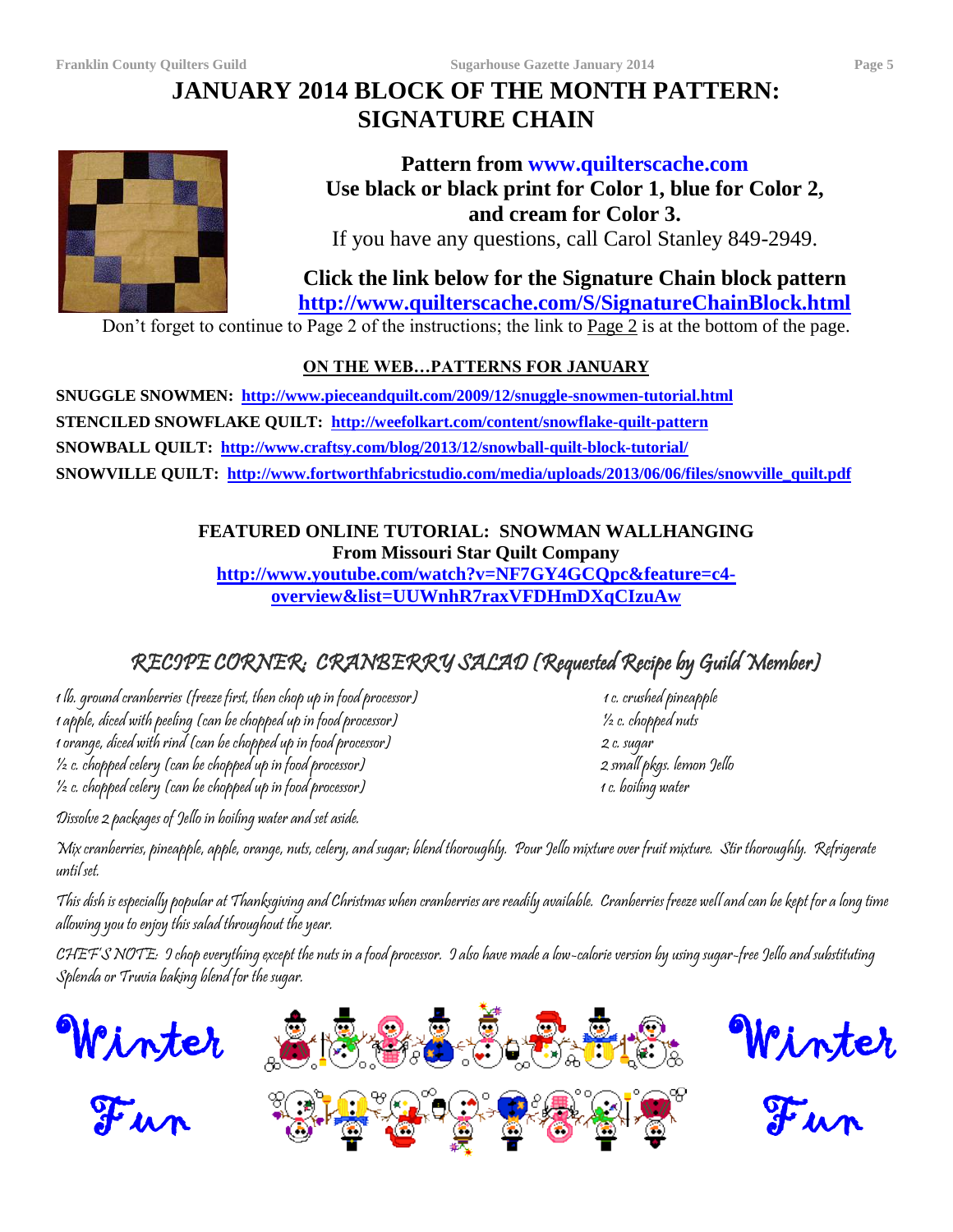# JANUARY 2014 BLOCK OF THE MONTH PATTERN: SIGNATURE CHAIN

**Pattern from www.quilterscache.com**
**Use black or black print for Color 1, blue for Color 2, and cream for Color 3.**
If you have any questions, call Carol Stanley 849-2949.

**Click the link below for the Signature Chain block pattern**
**http://www.quilterscache.com/S/SignatureChainBlock.html**

Don't forget to continue to Page 2 of the instructions; the link to Page 2 is at the bottom of the page.

## ON THE WEB…PATTERNS FOR JANUARY

**SNUGGLE SNOWMEN:** **http://www.pieceandquilt.com/2009/12/snuggle-snowmen-tutorial.html**
**STENCILED SNOWFLAKE QUILT:** **http://weefolkart.com/content/snowflake-quilt-pattern**
**SNOWBALL QUILT:** **http://www.craftsy.com/blog/2013/12/snowball-quilt-block-tutorial/**
**SNOWVILLE QUILT:** **http://www.fortworthfabricstudio.com/media/uploads/2013/06/06/files/snowville_quilt.pdf**

## FEATURED ONLINE TUTORIAL: SNOWMAN WALLHANGING
**From Missouri Star Quilt Company**
**http://www.youtube.com/watch?v=NF7GY4GCQpc&feature=c4-overview&list=UUWnhR7raxVFDHmDXqCIzuAw**

## RECIPE CORNER: CRANBERRY SALAD (Requested Recipe by Guild Member)

- 1 lb. ground cranberries (freeze first, then chop up in food processor)
- 1 apple, diced with peeling (can be chopped up in food processor)
- 1 orange, diced with rind (can be chopped up in food processor)
- ½ c. chopped celery (can be chopped up in food processor)
- ½ c. chopped celery (can be chopped up in food processor)
- 1 c. crushed pineapple
- ½ c. chopped nuts
- 2 c. sugar
- 2 small pkgs. lemon Jello
- 1 c. boiling water

Dissolve 2 packages of Jello in boiling water and set aside.

Mix cranberries, pineapple, apple, orange, nuts, celery, and sugar; blend thoroughly. Pour Jello mixture over fruit mixture. Stir thoroughly. Refrigerate until set.

This dish is especially popular at Thanksgiving and Christmas when cranberries are readily available. Cranberries freeze well and can be kept for a long time allowing you to enjoy this salad throughout the year.

CHEF'S NOTE: I chop everything except the nuts in a food processor. I also have made a low-calorie version by using sugar-free Jello and substituting Splenda or Truvia baking blend for the sugar.

Winter Fun

Winter Fun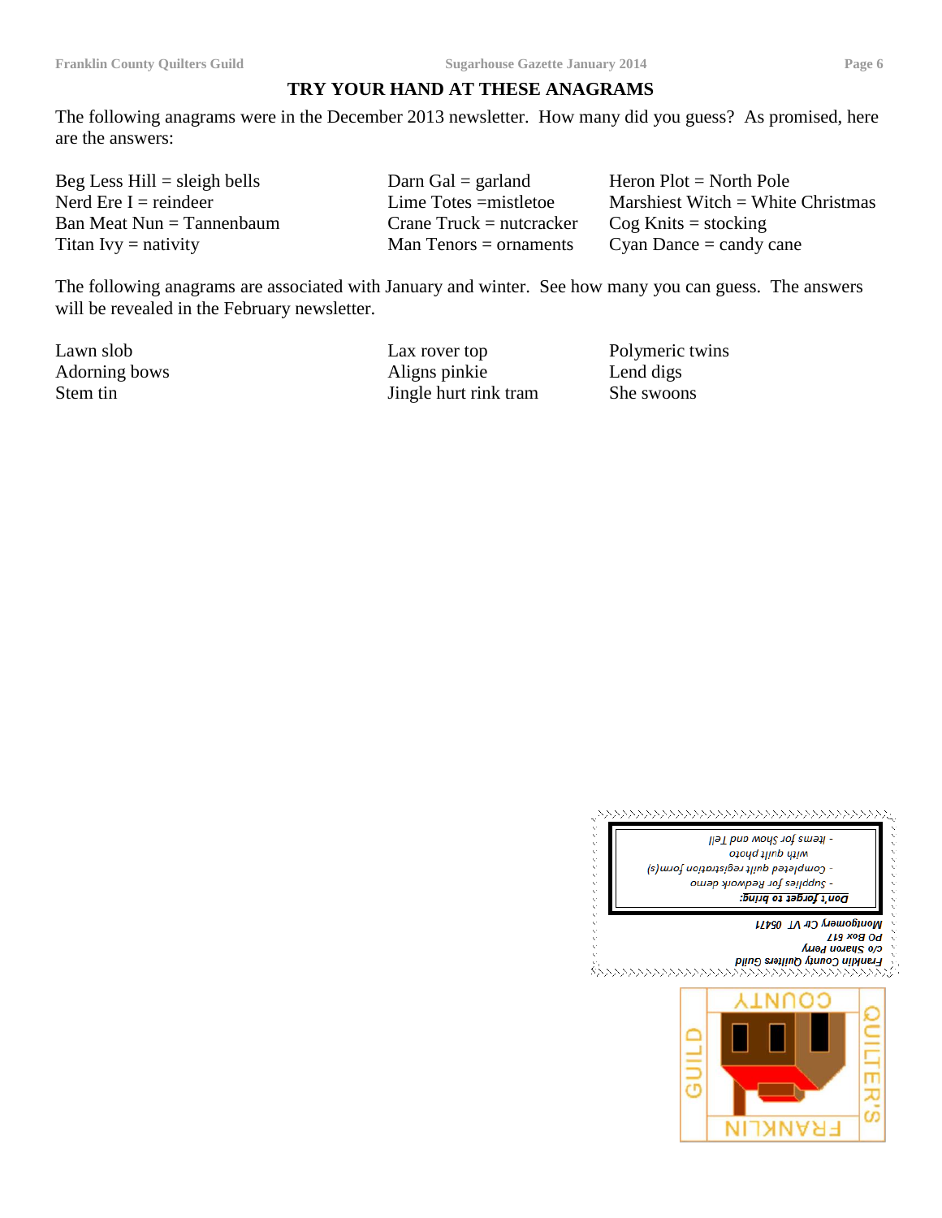## TRY YOUR HAND AT THESE ANAGRAMS

The following anagrams were in the December 2013 newsletter. How many did you guess? As promised, here are the answers:

Beg Less Hill = sleigh bells
Nerd Ere I = reindeer
Ban Meat Nun = Tannenbaum
Titan Ivy = nativity

Darn Gal = garland
Lime Totes =mistletoe
Crane Truck = nutcracker
Man Tenors = ornaments

Heron Plot = North Pole
Marshiest Witch = White Christmas
Cog Knits = stocking
Cyan Dance = candy cane

The following anagrams are associated with January and winter. See how many you can guess. The answers will be revealed in the February newsletter.

Lawn slob
Adorning bows
Stem tin

Lax rover top
Aligns pinkie
Jingle hurt rink tram

Polymeric twins
Lend digs
She swoons

*Don't forget to bring:*
*- Supplies for Redwork demo*
*- Completed quilt registration form(s) with quilt photo*
*- Items for Show and Tell*

*Franklin County Quilters Guild*
*c/o Sharon Perry*
*PO Box 617*
*Montgomery Ctr VT 05471*

FRANKLIN COUNTY QUILTER'S GUILD